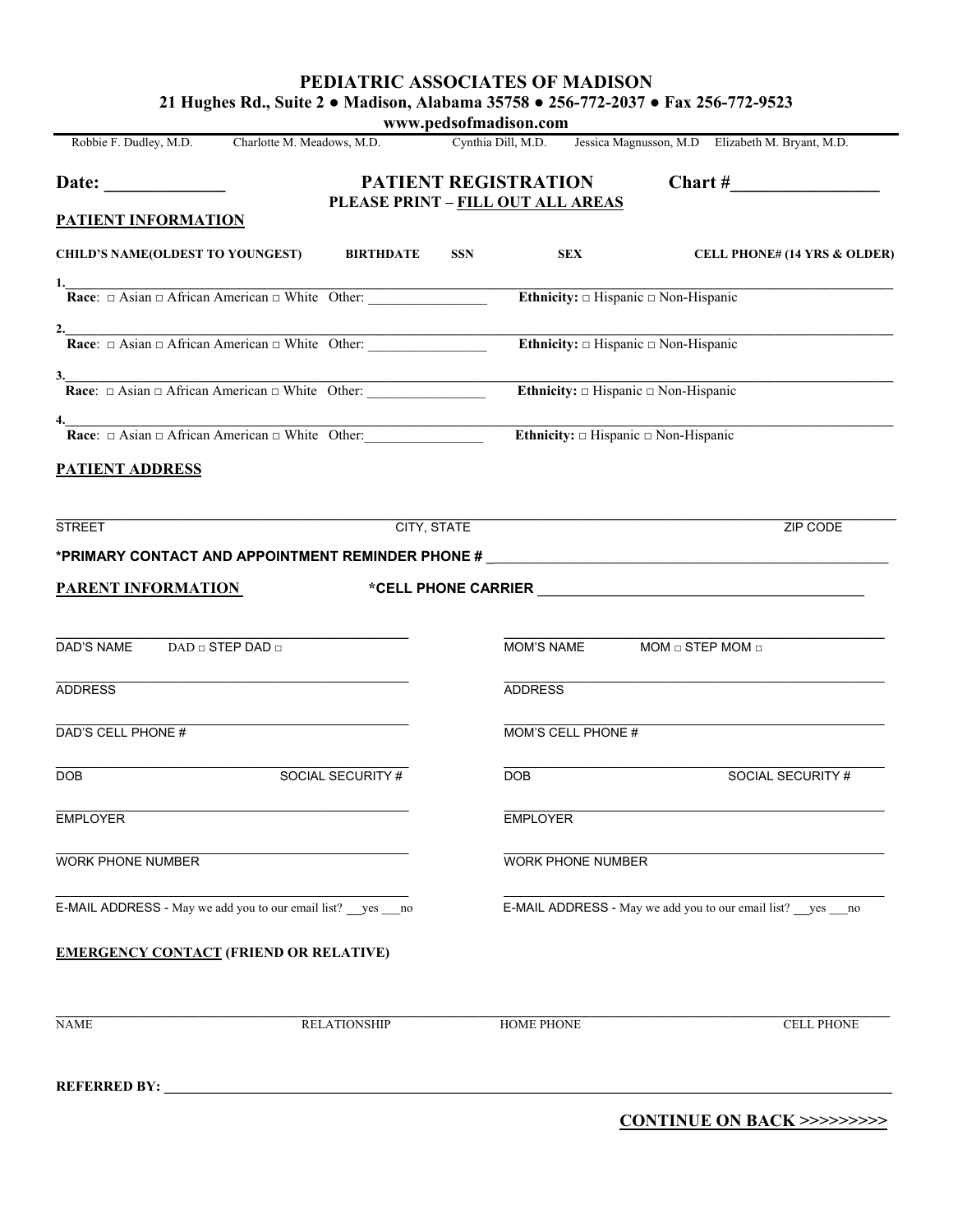# PEDIATRIC ASSOCIATES OF MADISON

**21 Hughes Rd., Suite 2 ● Madison, Alabama 35758 ● 256-772-2037 ● Fax 256-772-9523**

**www.pedsofmadison.com**

Robbie F. Dudley, M.D. Charlotte M. Meadows, M.D. Cynthia Dill, M.D. Jessica Magnusson, M.D Elizabeth M. Bryant, M.D.

**Date: _____________** **PATIENT REGISTRATION** **Chart #________________**

**PLEASE PRINT – FILL OUT ALL AREAS**

## PATIENT INFORMATION

**CHILD'S NAME(OLDEST TO YOUNGEST) BIRTHDATE SSN SEX CELL PHONE# (14 YRS & OLDER)**

**1.**_______________________________________________________________________________

**Race**: □ Asian □ African American □ White Other: ________________ **Ethnicity:** □ Hispanic □ Non-Hispanic

**2.**_______________________________________________________________________________

**Race**: □ Asian □ African American □ White Other: ________________ **Ethnicity:** □ Hispanic □ Non-Hispanic

**3.**_______________________________________________________________________________

**Race**: □ Asian □ African American □ White Other: ________________ **Ethnicity:** □ Hispanic □ Non-Hispanic

**4.**_______________________________________________________________________________

**Race**: □ Asian □ African American □ White Other:________________ **Ethnicity:** □ Hispanic □ Non-Hispanic

## PATIENT ADDRESS

_______________________________________________________________________________

STREET CITY, STATE ZIP CODE

**\*PRIMARY CONTACT AND APPOINTMENT REMINDER PHONE #** ______________________________________________

## PARENT INFORMATION

**\*CELL PHONE CARRIER** ______________________________________

| | |
|---|---|
| DAD'S NAME DAD □ STEP DAD □ | MOM'S NAME MOM □ STEP MOM □ |
| ADDRESS | ADDRESS |
| DAD'S CELL PHONE # | MOM'S CELL PHONE # |
| DOB SOCIAL SECURITY # | DOB SOCIAL SECURITY # |
| EMPLOYER | EMPLOYER |
| WORK PHONE NUMBER | WORK PHONE NUMBER |
| E-MAIL ADDRESS - May we add you to our email list? ___yes ___no | E-MAIL ADDRESS - May we add you to our email list? ___yes ___no |

## EMERGENCY CONTACT (FRIEND OR RELATIVE)

_______________________________________________________________________________

NAME RELATIONSHIP HOME PHONE CELL PHONE

**REFERRED BY:** _______________________________________________________________________

**CONTINUE ON BACK >>>>>>>>>**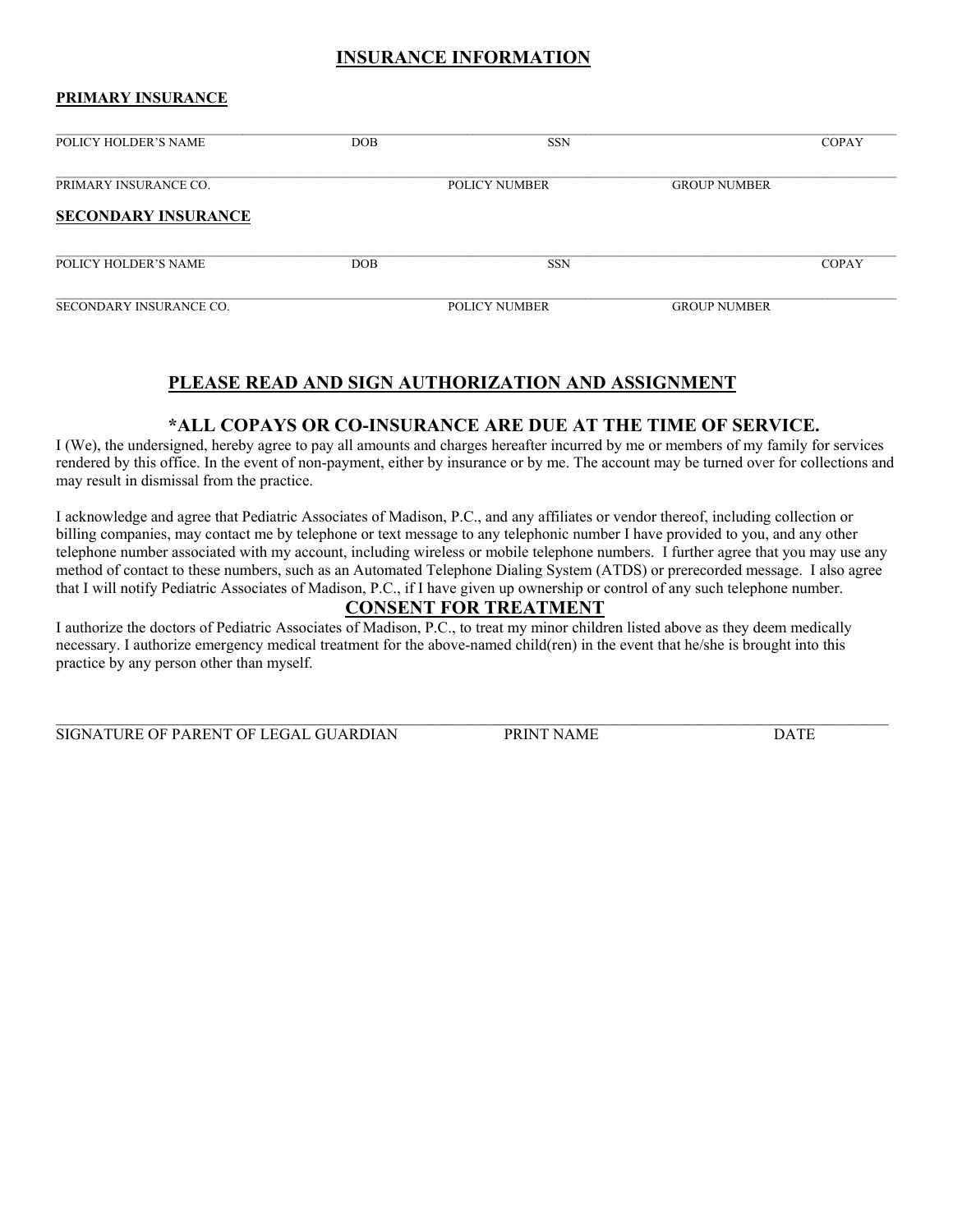# INSURANCE INFORMATION

**PRIMARY INSURANCE**

| POLICY HOLDER'S NAME | DOB | SSN | COPAY |
|---|---|---|---|
| | | | |

| PRIMARY INSURANCE CO. | POLICY NUMBER | GROUP NUMBER |
|---|---|---|
| | | |

**SECONDARY INSURANCE**

| POLICY HOLDER'S NAME | DOB | SSN | COPAY |
|---|---|---|---|
| | | | |

| SECONDARY INSURANCE CO. | POLICY NUMBER | GROUP NUMBER |
|---|---|---|
| | | |

## PLEASE READ AND SIGN AUTHORIZATION AND ASSIGNMENT

### *ALL COPAYS OR CO-INSURANCE ARE DUE AT THE TIME OF SERVICE.

I (We), the undersigned, hereby agree to pay all amounts and charges hereafter incurred by me or members of my family for services rendered by this office. In the event of non-payment, either by insurance or by me. The account may be turned over for collections and may result in dismissal from the practice.

I acknowledge and agree that Pediatric Associates of Madison, P.C., and any affiliates or vendor thereof, including collection or billing companies, may contact me by telephone or text message to any telephonic number I have provided to you, and any other telephone number associated with my account, including wireless or mobile telephone numbers. I further agree that you may use any method of contact to these numbers, such as an Automated Telephone Dialing System (ATDS) or prerecorded message. I also agree that I will notify Pediatric Associates of Madison, P.C., if I have given up ownership or control of any such telephone number.

## CONSENT FOR TREATMENT

I authorize the doctors of Pediatric Associates of Madison, P.C., to treat my minor children listed above as they deem medically necessary. I authorize emergency medical treatment for the above-named child(ren) in the event that he/she is brought into this practice by any person other than myself.

| SIGNATURE OF PARENT OF LEGAL GUARDIAN | PRINT NAME | DATE |
|---|---|---|
| | | |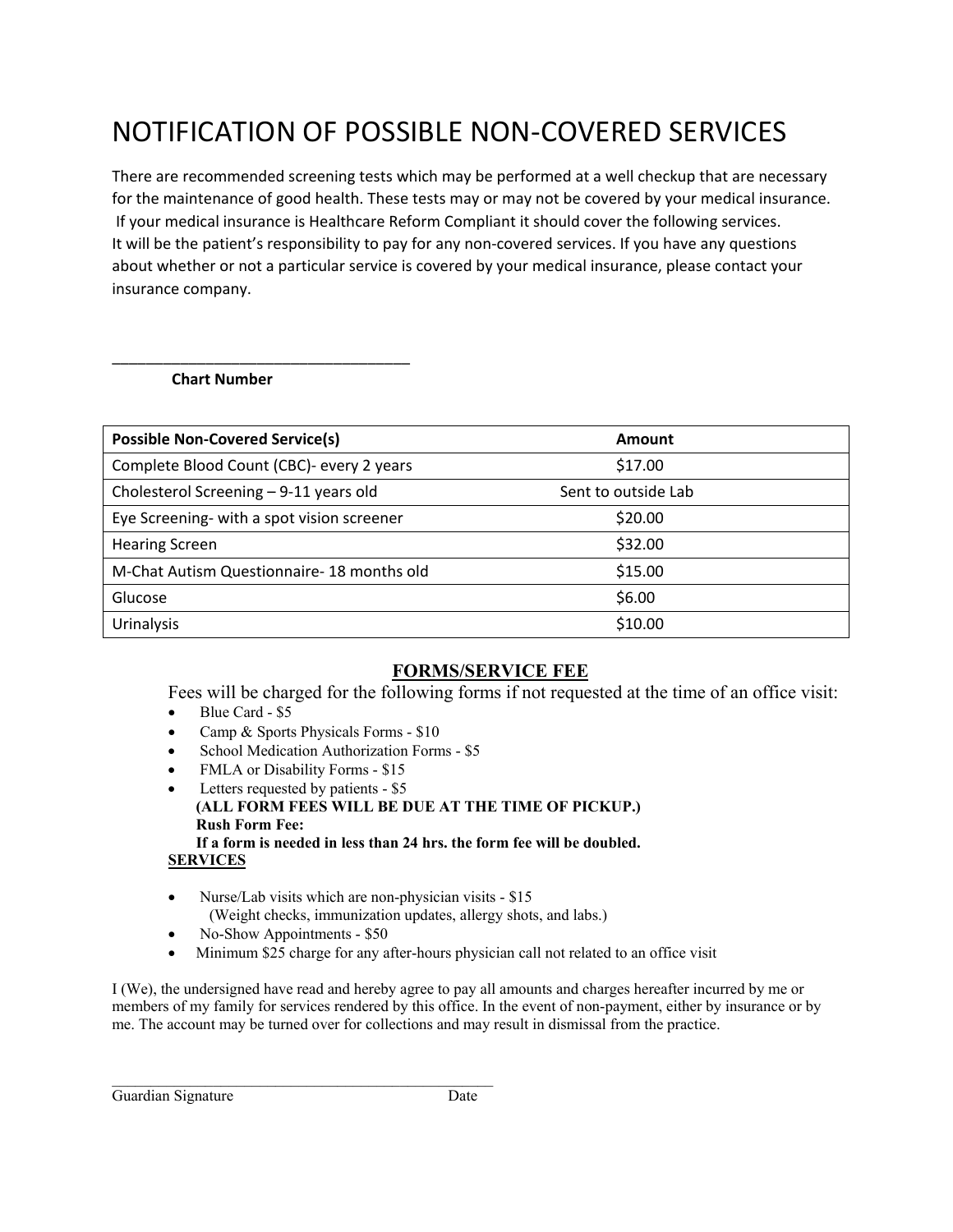# NOTIFICATION OF POSSIBLE NON-COVERED SERVICES

There are recommended screening tests which may be performed at a well checkup that are necessary for the maintenance of good health. These tests may or may not be covered by your medical insurance. If your medical insurance is Healthcare Reform Compliant it should cover the following services. It will be the patient's responsibility to pay for any non-covered services. If you have any questions about whether or not a particular service is covered by your medical insurance, please contact your insurance company.

___________________________________

**Chart Number**

| **Possible Non-Covered Service(s)** | **Amount** |
|---|---|
| Complete Blood Count (CBC)- every 2 years | $17.00 |
| Cholesterol Screening – 9-11 years old | Sent to outside Lab |
| Eye Screening- with a spot vision screener | $20.00 |
| Hearing Screen | $32.00 |
| M-Chat Autism Questionnaire- 18 months old | $15.00 |
| Glucose | $6.00 |
| Urinalysis | $10.00 |

## FORMS/SERVICE FEE

Fees will be charged for the following forms if not requested at the time of an office visit:

- Blue Card - $5
- Camp & Sports Physicals Forms - $10
- School Medication Authorization Forms - $5
- FMLA or Disability Forms - $15
- Letters requested by patients - $5

**(ALL FORM FEES WILL BE DUE AT THE TIME OF PICKUP.)**

**Rush Form Fee:**

**If a form is needed in less than 24 hrs. the form fee will be doubled.**

**SERVICES**

- Nurse/Lab visits which are non-physician visits - $15
  (Weight checks, immunization updates, allergy shots, and labs.)
- No-Show Appointments - $50
- Minimum $25 charge for any after-hours physician call not related to an office visit

I (We), the undersigned have read and hereby agree to pay all amounts and charges hereafter incurred by me or members of my family for services rendered by this office. In the event of non-payment, either by insurance or by me. The account may be turned over for collections and may result in dismissal from the practice.

_______________________________________________

Guardian Signature Date